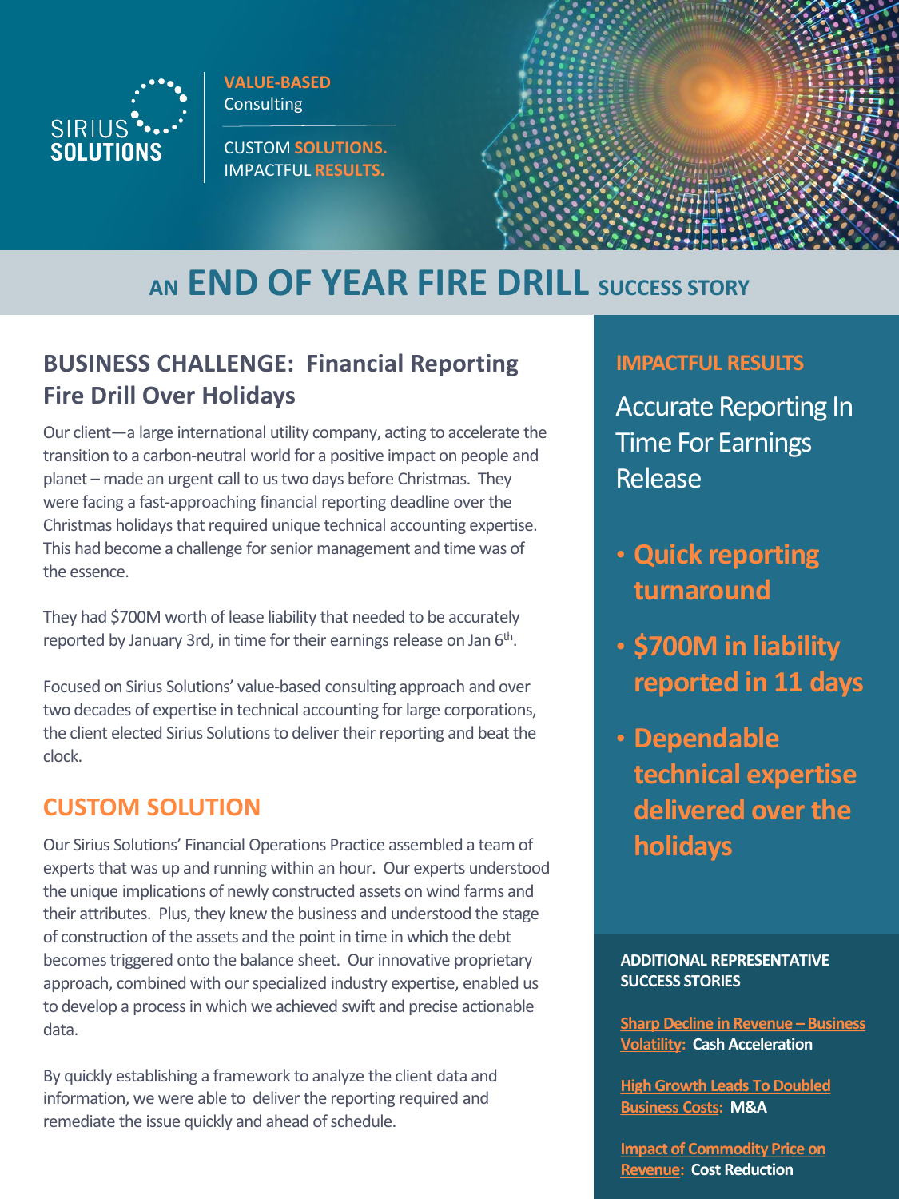SIRIUS SOLUTIONS

**VALUE-BASED** Consulting

CUSTOM **SOLUTIONS.** IMPACTFUL **RESULTS.**

# AN END OF YEAR FIRE DRILL SUCCESS STORY

## BUSINESS CHALLENGE: Financial Reporting Fire Drill Over Holidays

Our client—a large international utility company, acting to accelerate the transition to a carbon-neutral world for a positive impact on people and planet – made an urgent call to us two days before Christmas. They were facing a fast-approaching financial reporting deadline over the Christmas holidays that required unique technical accounting expertise. This had become a challenge for senior management and time was of the essence.

They had $700M worth of lease liability that needed to be accurately reported by January 3rd, in time for their earnings release on Jan 6th.

Focused on Sirius Solutions' value-based consulting approach and over two decades of expertise in technical accounting for large corporations, the client elected Sirius Solutions to deliver their reporting and beat the clock.

## CUSTOM SOLUTION

Our Sirius Solutions' Financial Operations Practice assembled a team of experts that was up and running within an hour. Our experts understood the unique implications of newly constructed assets on wind farms and their attributes. Plus, they knew the business and understood the stage of construction of the assets and the point in time in which the debt becomes triggered onto the balance sheet. Our innovative proprietary approach, combined with our specialized industry expertise, enabled us to develop a process in which we achieved swift and precise actionable data.

By quickly establishing a framework to analyze the client data and information, we were able to deliver the reporting required and remediate the issue quickly and ahead of schedule.

## IMPACTFUL RESULTS

Accurate Reporting In Time For Earnings Release

- **Quick reporting turnaround**
- **$700M in liability reported in 11 days**
- **Dependable technical expertise delivered over the holidays**

### ADDITIONAL REPRESENTATIVE SUCCESS STORIES

Sharp Decline in Revenue – Business Volatility: **Cash Acceleration**

High Growth Leads To Doubled Business Costs: **M&A**

Impact of Commodity Price on Revenue: **Cost Reduction**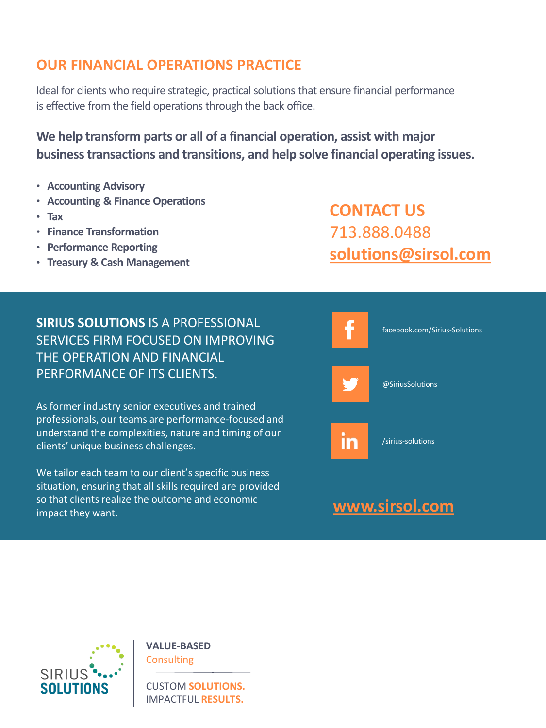## OUR FINANCIAL OPERATIONS PRACTICE

Ideal for clients who require strategic, practical solutions that ensure financial performance is effective from the field operations through the back office.

**We help transform parts or all of a financial operation, assist with major business transactions and transitions, and help solve financial operating issues.**

- **Accounting Advisory**
- **Accounting & Finance Operations**
- **Tax**
- **Finance Transformation**
- **Performance Reporting**
- **Treasury & Cash Management**

## CONTACT US

713.888.0488

**solutions@sirsol.com**

**SIRIUS SOLUTIONS** IS A PROFESSIONAL SERVICES FIRM FOCUSED ON IMPROVING THE OPERATION AND FINANCIAL PERFORMANCE OF ITS CLIENTS.

As former industry senior executives and trained professionals, our teams are performance-focused and understand the complexities, nature and timing of our clients' unique business challenges.

We tailor each team to our client's specific business situation, ensuring that all skills required are provided so that clients realize the outcome and economic impact they want.

facebook.com/Sirius-Solutions

@SiriusSolutions

/sirius-solutions

**www.sirsol.com**

SIRIUS SOLUTIONS

**VALUE-BASED**
Consulting

CUSTOM **SOLUTIONS.**
IMPACTFUL **RESULTS.**